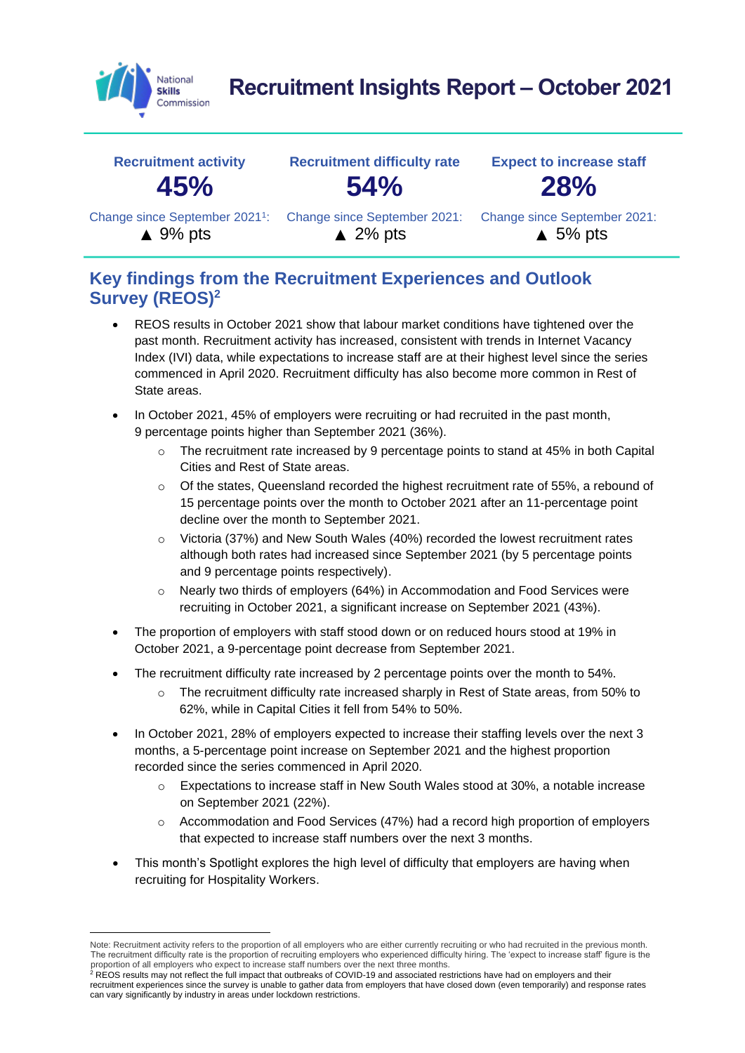# Recruitment Insights Report – October 2021

| Recruitment activity | Recruitment difficulty rate | Expect to increase staff |
|---|---|---|
| **45%** | **54%** | **28%** |
| Change since September 2021[1]: ▲ 9% pts | Change since September 2021: ▲ 2% pts | Change since September 2021: ▲ 5% pts |

## Key findings from the Recruitment Experiences and Outlook Survey (REOS)[2]

- REOS results in October 2021 show that labour market conditions have tightened over the past month. Recruitment activity has increased, consistent with trends in Internet Vacancy Index (IVI) data, while expectations to increase staff are at their highest level since the series commenced in April 2020. Recruitment difficulty has also become more common in Rest of State areas.
- In October 2021, 45% of employers were recruiting or had recruited in the past month, 9 percentage points higher than September 2021 (36%).
  - The recruitment rate increased by 9 percentage points to stand at 45% in both Capital Cities and Rest of State areas.
  - Of the states, Queensland recorded the highest recruitment rate of 55%, a rebound of 15 percentage points over the month to October 2021 after an 11-percentage point decline over the month to September 2021.
  - Victoria (37%) and New South Wales (40%) recorded the lowest recruitment rates although both rates had increased since September 2021 (by 5 percentage points and 9 percentage points respectively).
  - Nearly two thirds of employers (64%) in Accommodation and Food Services were recruiting in October 2021, a significant increase on September 2021 (43%).
- The proportion of employers with staff stood down or on reduced hours stood at 19% in October 2021, a 9-percentage point decrease from September 2021.
- The recruitment difficulty rate increased by 2 percentage points over the month to 54%.
  - The recruitment difficulty rate increased sharply in Rest of State areas, from 50% to 62%, while in Capital Cities it fell from 54% to 50%.
- In October 2021, 28% of employers expected to increase their staffing levels over the next 3 months, a 5-percentage point increase on September 2021 and the highest proportion recorded since the series commenced in April 2020.
  - Expectations to increase staff in New South Wales stood at 30%, a notable increase on September 2021 (22%).
  - Accommodation and Food Services (47%) had a record high proportion of employers that expected to increase staff numbers over the next 3 months.
- This month's Spotlight explores the high level of difficulty that employers are having when recruiting for Hospitality Workers.

---

Note: Recruitment activity refers to the proportion of all employers who are either currently recruiting or who had recruited in the previous month. The recruitment difficulty rate is the proportion of recruiting employers who experienced difficulty hiring. The 'expect to increase staff' figure is the proportion of all employers who expect to increase staff numbers over the next three months.

[2] REOS results may not reflect the full impact that outbreaks of COVID-19 and associated restrictions have had on employers and their recruitment experiences since the survey is unable to gather data from employers that have closed down (even temporarily) and response rates can vary significantly by industry in areas under lockdown restrictions.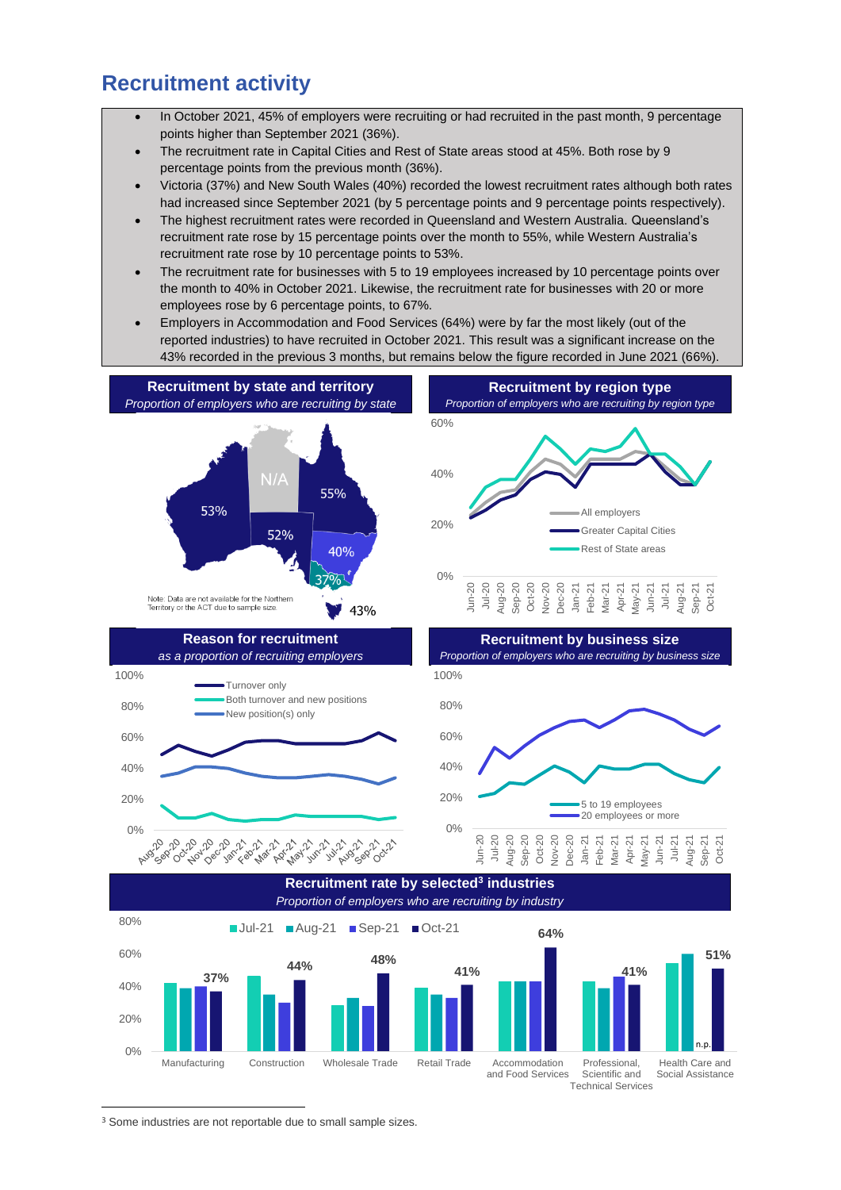## Recruitment activity

- In October 2021, 45% of employers were recruiting or had recruited in the past month, 9 percentage points higher than September 2021 (36%).
- The recruitment rate in Capital Cities and Rest of State areas stood at 45%. Both rose by 9 percentage points from the previous month (36%).
- Victoria (37%) and New South Wales (40%) recorded the lowest recruitment rates although both rates had increased since September 2021 (by 5 percentage points and 9 percentage points respectively).
- The highest recruitment rates were recorded in Queensland and Western Australia. Queensland's recruitment rate rose by 15 percentage points over the month to 55%, while Western Australia's recruitment rate rose by 10 percentage points to 53%.
- The recruitment rate for businesses with 5 to 19 employees increased by 10 percentage points over the month to 40% in October 2021. Likewise, the recruitment rate for businesses with 20 or more employees rose by 6 percentage points, to 67%.
- Employers in Accommodation and Food Services (64%) were by far the most likely (out of the reported industries) to have recruited in October 2021. This result was a significant increase on the 43% recorded in the previous 3 months, but remains below the figure recorded in June 2021 (66%).

**Recruitment by state and territory**
*Proportion of employers who are recruiting by state*

N/A
55%
53%
52%
40%
37%
43%

Note: Data are not available for the Northern Territory or the ACT due to sample size.

**Recruitment by region type**
*Proportion of employers who are recruiting by region type*

60%
40%
20%
0%

All employers
Greater Capital Cities
Rest of State areas

Jun-20 Jul-20 Aug-20 Sep-20 Oct-20 Nov-20 Dec-20 Jan-21 Feb-21 Mar-21 Apr-21 May-21 Jun-21 Jul-21 Aug-21 Sep-21 Oct-21

**Reason for recruitment**
*as a proportion of recruiting employers*

100%
80%
60%
40%
20%
0%

Turnover only
Both turnover and new positions
New position(s) only

Aug-20 Sep-20 Oct-20 Nov-20 Dec-20 Jan-21 Feb-21 Mar-21 Apr-21 May-21 Jun-21 Jul-21 Aug-21 Sep-21 Oct-21

**Recruitment by business size**
*Proportion of employers who are recruiting by business size*

100%
80%
60%
40%
20%
0%

5 to 19 employees
20 employees or more

Jun-20 Jul-20 Aug-20 Sep-20 Oct-20 Nov-20 Dec-20 Jan-21 Feb-21 Mar-21 Apr-21 May-21 Jun-21 Jul-21 Aug-21 Sep-21 Oct-21

**Recruitment rate by selected[3] industries**
*Proportion of employers who are recruiting by industry*

80%
60%
40%
20%
0%

Jul-21 Aug-21 Sep-21 Oct-21

37% 44% 48% 41% 64% 41% 51%

n.p.

Manufacturing
Construction
Wholesale Trade
Retail Trade
Accommodation and Food Services
Professional, Scientific and Technical Services
Health Care and Social Assistance

[3] Some industries are not reportable due to small sample sizes.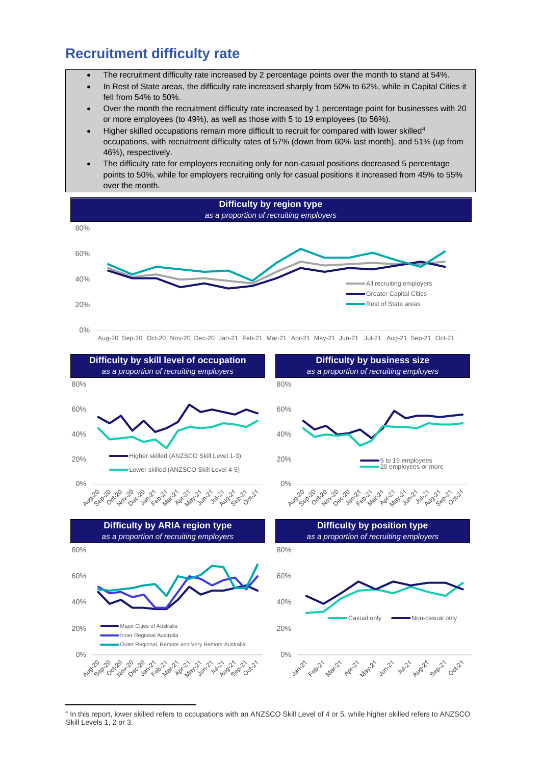## Recruitment difficulty rate

- The recruitment difficulty rate increased by 2 percentage points over the month to stand at 54%.
- In Rest of State areas, the difficulty rate increased sharply from 50% to 62%, while in Capital Cities it fell from 54% to 50%.
- Over the month the recruitment difficulty rate increased by 1 percentage point for businesses with 20 or more employees (to 49%), as well as those with 5 to 19 employees (to 56%).
- Higher skilled occupations remain more difficult to recruit for compared with lower skilled[4] occupations, with recruitment difficulty rates of 57% (down from 60% last month), and 51% (up from 46%), respectively.
- The difficulty rate for employers recruiting only for non-casual positions decreased 5 percentage points to 50%, while for employers recruiting only for casual positions it increased from 45% to 55% over the month.

**Difficulty by region type**
*as a proportion of recruiting employers*

80%
60%
40%
20%
0%
Aug-20 Sep-20 Oct-20 Nov-20 Dec-20 Jan-21 Feb-21 Mar-21 Apr-21 May-21 Jun-21 Jul-21 Aug-21 Sep-21 Oct-21

All recruiting employers
Greater Capital Cities
Rest of State areas

**Difficulty by skill level of occupation**
*as a proportion of recruiting employers*

80%
60%
40%
20%
0%
Aug-20 Sep-20 Oct-20 Nov-20 Dec-20 Jan-21 Feb-21 Mar-21 Apr-21 May-21 Jun-21 Jul-21 Aug-21 Sep-21 Oct-21

Higher skilled (ANZSCO Skill Level 1-3)
Lower skilled (ANZSCO Skill Level 4-5)

**Difficulty by business size**
*as a proportion of recruiting employers*

80%
60%
40%
20%
0%
Aug-20 Sep-20 Oct-20 Nov-20 Dec-20 Jan-21 Feb-21 Mar-21 Apr-21 May-21 Jun-21 Jul-21 Aug-21 Sep-21 Oct-21

5 to 19 employees
20 employees or more

**Difficulty by ARIA region type**
*as a proportion of recruiting employers*

80%
60%
40%
20%
0%
Aug-20 Sep-20 Oct-20 Nov-20 Dec-20 Jan-21 Feb-21 Mar-21 Apr-21 May-21 Jun-21 Jul-21 Aug-21 Sep-21 Oct-21

Major Cities of Australia
Inner Regional Australia
Outer Regional, Remote and Very Remote Australia

**Difficulty by position type**
*as a proportion of recruiting employers*

80%
60%
40%
20%
0%
Jan-21 Feb-21 Mar-21 Apr-21 May-21 Jun-21 Jul-21 Aug-21 Sep-21 Oct-21

Casual only
Non-casual only

---

[4] In this report, lower skilled refers to occupations with an ANZSCO Skill Level of 4 or 5, while higher skilled refers to ANZSCO Skill Levels 1, 2 or 3.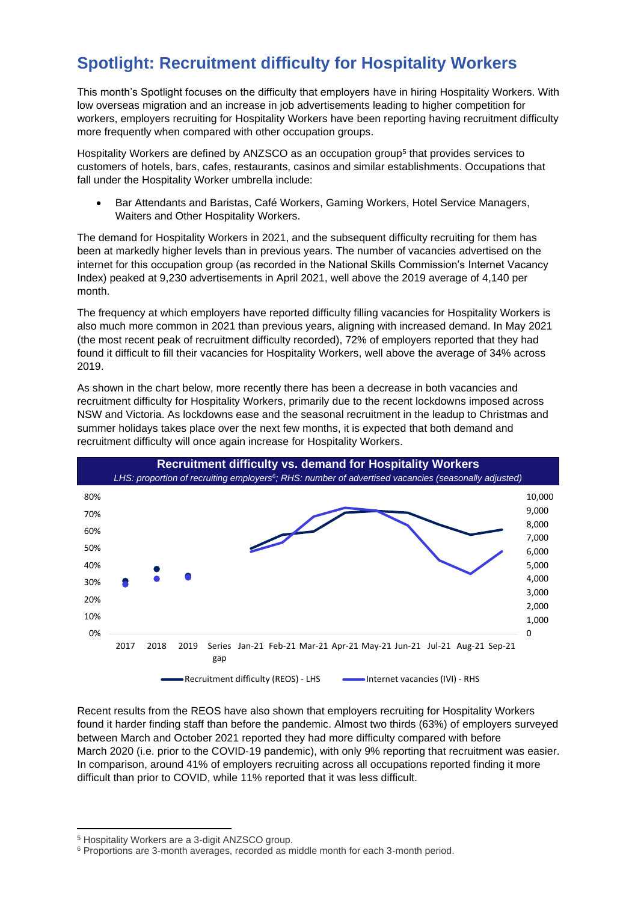# Spotlight: Recruitment difficulty for Hospitality Workers

This month's Spotlight focuses on the difficulty that employers have in hiring Hospitality Workers. With low overseas migration and an increase in job advertisements leading to higher competition for workers, employers recruiting for Hospitality Workers have been reporting having recruitment difficulty more frequently when compared with other occupation groups.

Hospitality Workers are defined by ANZSCO as an occupation group[5] that provides services to customers of hotels, bars, cafes, restaurants, casinos and similar establishments. Occupations that fall under the Hospitality Worker umbrella include:

- Bar Attendants and Baristas, Café Workers, Gaming Workers, Hotel Service Managers, Waiters and Other Hospitality Workers.

The demand for Hospitality Workers in 2021, and the subsequent difficulty recruiting for them has been at markedly higher levels than in previous years. The number of vacancies advertised on the internet for this occupation group (as recorded in the National Skills Commission's Internet Vacancy Index) peaked at 9,230 advertisements in April 2021, well above the 2019 average of 4,140 per month.

The frequency at which employers have reported difficulty filling vacancies for Hospitality Workers is also much more common in 2021 than previous years, aligning with increased demand. In May 2021 (the most recent peak of recruitment difficulty recorded), 72% of employers reported that they had found it difficult to fill their vacancies for Hospitality Workers, well above the average of 34% across 2019.

As shown in the chart below, more recently there has been a decrease in both vacancies and recruitment difficulty for Hospitality Workers, primarily due to the recent lockdowns imposed across NSW and Victoria. As lockdowns ease and the seasonal recruitment in the leadup to Christmas and summer holidays takes place over the next few months, it is expected that both demand and recruitment difficulty will once again increase for Hospitality Workers.

**Recruitment difficulty vs. demand for Hospitality Workers**

*LHS: proportion of recruiting employers[6]; RHS: number of advertised vacancies (seasonally adjusted)*

80%
70%
60%
50%
40%
30%
20%
10%
0%

10,000
9,000
8,000
7,000
6,000
5,000
4,000
3,000
2,000
1,000
0

2017 2018 2019 Series gap Jan-21 Feb-21 Mar-21 Apr-21 May-21 Jun-21 Jul-21 Aug-21 Sep-21

Recruitment difficulty (REOS) - LHS
Internet vacancies (IVI) - RHS

Recent results from the REOS have also shown that employers recruiting for Hospitality Workers found it harder finding staff than before the pandemic. Almost two thirds (63%) of employers surveyed between March and October 2021 reported they had more difficulty compared with before March 2020 (i.e. prior to the COVID-19 pandemic), with only 9% reporting that recruitment was easier. In comparison, around 41% of employers recruiting across all occupations reported finding it more difficult than prior to COVID, while 11% reported that it was less difficult.

---

[5] Hospitality Workers are a 3-digit ANZSCO group.

[6] Proportions are 3-month averages, recorded as middle month for each 3-month period.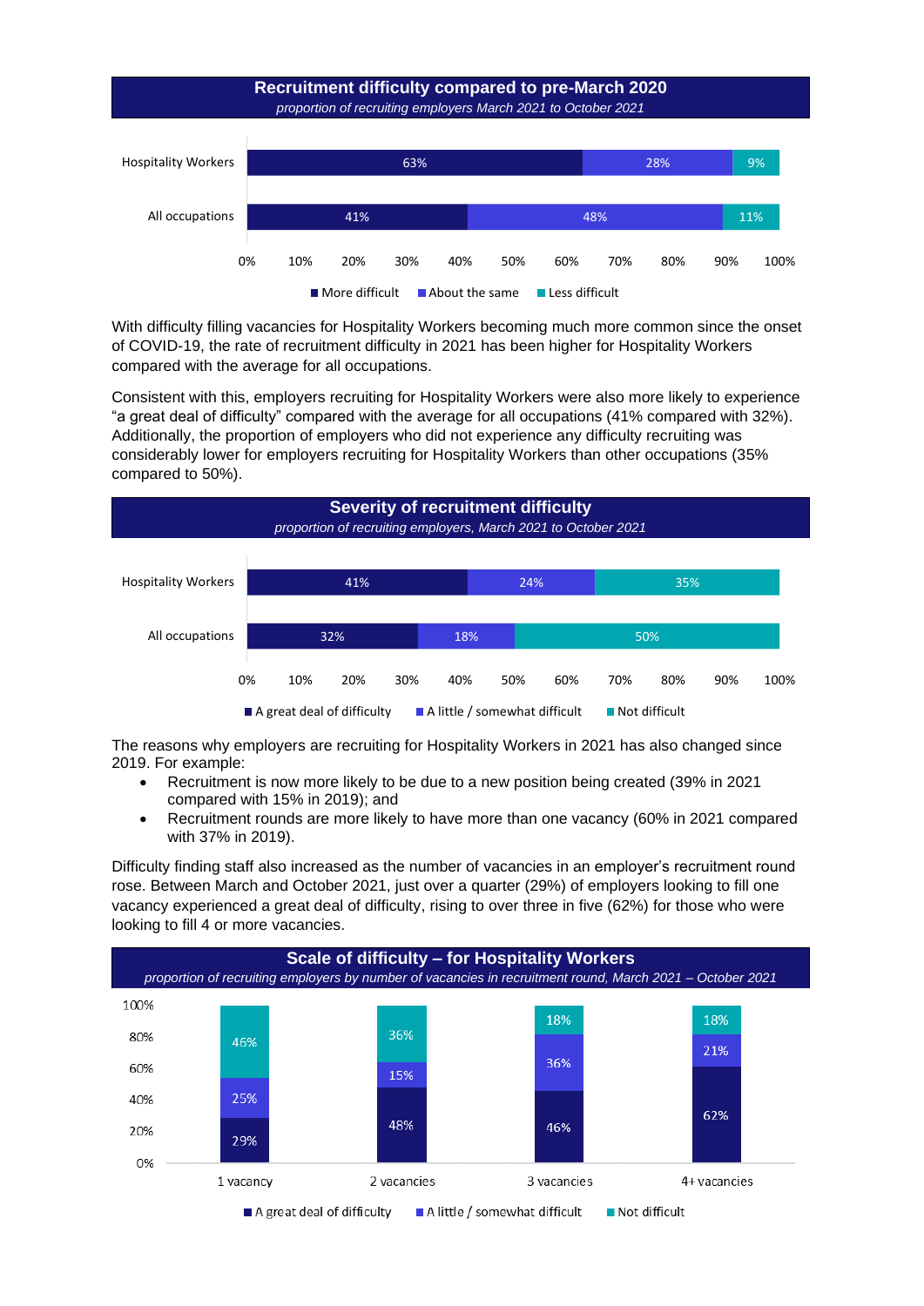**Recruitment difficulty compared to pre-March 2020**

*proportion of recruiting employers March 2021 to October 2021*

Hospitality Workers: 63% | 28% | 9%

All occupations: 41% | 48% | 11%

0% 10% 20% 30% 40% 50% 60% 70% 80% 90% 100%

More difficult · About the same · Less difficult

With difficulty filling vacancies for Hospitality Workers becoming much more common since the onset of COVID-19, the rate of recruitment difficulty in 2021 has been higher for Hospitality Workers compared with the average for all occupations.

Consistent with this, employers recruiting for Hospitality Workers were also more likely to experience "a great deal of difficulty" compared with the average for all occupations (41% compared with 32%). Additionally, the proportion of employers who did not experience any difficulty recruiting was considerably lower for employers recruiting for Hospitality Workers than other occupations (35% compared to 50%).

**Severity of recruitment difficulty**

*proportion of recruiting employers, March 2021 to October 2021*

Hospitality Workers: 41% | 24% | 35%

All occupations: 32% | 18% | 50%

0% 10% 20% 30% 40% 50% 60% 70% 80% 90% 100%

A great deal of difficulty · A little / somewhat difficult · Not difficult

The reasons why employers are recruiting for Hospitality Workers in 2021 has also changed since 2019. For example:

- Recruitment is now more likely to be due to a new position being created (39% in 2021 compared with 15% in 2019); and
- Recruitment rounds are more likely to have more than one vacancy (60% in 2021 compared with 37% in 2019).

Difficulty finding staff also increased as the number of vacancies in an employer's recruitment round rose. Between March and October 2021, just over a quarter (29%) of employers looking to fill one vacancy experienced a great deal of difficulty, rising to over three in five (62%) for those who were looking to fill 4 or more vacancies.

**Scale of difficulty – for Hospitality Workers**

*proportion of recruiting employers by number of vacancies in recruitment round, March 2021 – October 2021*

100% 80% 60% 40% 20% 0%

1 vacancy: 29% | 25% | 46%

2 vacancies: 48% | 15% | 36%

3 vacancies: 46% | 36% | 18%

4+ vacancies: 62% | 21% | 18%

A great deal of difficulty · A little / somewhat difficult · Not difficult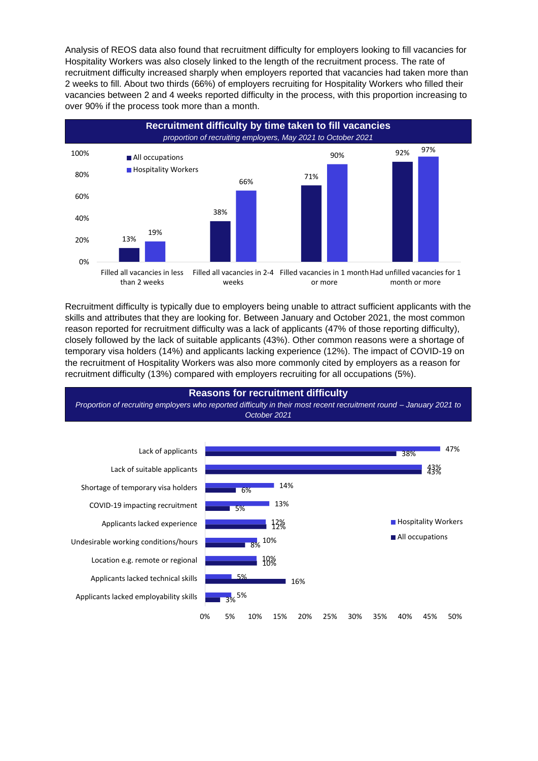Analysis of REOS data also found that recruitment difficulty for employers looking to fill vacancies for Hospitality Workers was also closely linked to the length of the recruitment process. The rate of recruitment difficulty increased sharply when employers reported that vacancies had taken more than 2 weeks to fill. About two thirds (66%) of employers recruiting for Hospitality Workers who filled their vacancies between 2 and 4 weeks reported difficulty in the process, with this proportion increasing to over 90% if the process took more than a month.

**Recruitment difficulty by time taken to fill vacancies**

*proportion of recruiting employers, May 2021 to October 2021*

All occupations
Hospitality Workers

100%
80%
60%
40%
20%
0%

Filled all vacancies in less than 2 weeks: 13%, 19%
Filled all vacancies in 2-4 weeks: 38%, 66%
Filled vacancies in 1 month or more: 71%, 90%
Had unfilled vacancies for 1 month or more: 92%, 97%

Recruitment difficulty is typically due to employers being unable to attract sufficient applicants with the skills and attributes that they are looking for. Between January and October 2021, the most common reason reported for recruitment difficulty was a lack of applicants (47% of those reporting difficulty), closely followed by the lack of suitable applicants (43%). Other common reasons were a shortage of temporary visa holders (14%) and applicants lacking experience (12%). The impact of COVID-19 on the recruitment of Hospitality Workers was also more commonly cited by employers as a reason for recruitment difficulty (13%) compared with employers recruiting for all occupations (5%).

**Reasons for recruitment difficulty**

*Proportion of recruiting employers who reported difficulty in their most recent recruitment round – January 2021 to October 2021*

Hospitality Workers
All occupations

Lack of applicants: 47%, 38%
Lack of suitable applicants: 43%, 43%
Shortage of temporary visa holders: 14%, 6%
COVID-19 impacting recruitment: 13%, 5%
Applicants lacked experience: 12%, 12%
Undesirable working conditions/hours: 10%, 8%
Location e.g. remote or regional: 10%, 10%
Applicants lacked technical skills: 5%, 16%
Applicants lacked employability skills: 5%, 3%

0% 5% 10% 15% 20% 25% 30% 35% 40% 45% 50%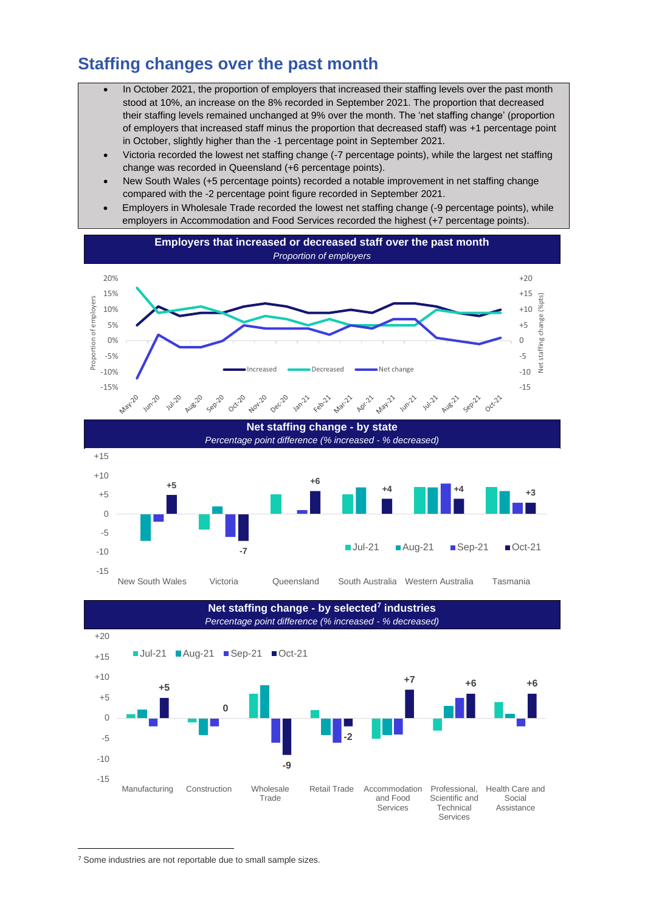## Staffing changes over the past month

- In October 2021, the proportion of employers that increased their staffing levels over the past month stood at 10%, an increase on the 8% recorded in September 2021. The proportion that decreased their staffing levels remained unchanged at 9% over the month. The 'net staffing change' (proportion of employers that increased staff minus the proportion that decreased staff) was +1 percentage point in October, slightly higher than the -1 percentage point in September 2021.
- Victoria recorded the lowest net staffing change (-7 percentage points), while the largest net staffing change was recorded in Queensland (+6 percentage points).
- New South Wales (+5 percentage points) recorded a notable improvement in net staffing change compared with the -2 percentage point figure recorded in September 2021.
- Employers in Wholesale Trade recorded the lowest net staffing change (-9 percentage points), while employers in Accommodation and Food Services recorded the highest (+7 percentage points).

**Employers that increased or decreased staff over the past month**
*Proportion of employers*

Proportion of employers: 20%, 15%, 10%, 5%, 0%, -5%, -10%, -15%
Net staffing change (%pts): +20, +15, +10, +5, 0, -5, -10, -15
May-20, Jun-20, Jul-20, Aug-20, Sep-20, Oct-20, Nov-20, Dec-20, Jan-21, Feb-21, Mar-21, Apr-21, May-21, Jun-21, Jul-21, Aug-21, Sep-21, Oct-21
Increased, Decreased, Net change

**Net staffing change - by state**
*Percentage point difference (% increased - % decreased)*

+15, +10, +5, 0, -5, -10, -15
+5, -7, +6, +4, +4, +3
Jul-21, Aug-21, Sep-21, Oct-21
New South Wales, Victoria, Queensland, South Australia, Western Australia, Tasmania

**Net staffing change - by selected[7] industries**
*Percentage point difference (% increased - % decreased)*

+20, +15, +10, +5, 0, -5, -10, -15
Jul-21, Aug-21, Sep-21, Oct-21
+5, 0, -9, -2, +7, +6, +6
Manufacturing, Construction, Wholesale Trade, Retail Trade, Accommodation and Food Services, Professional, Scientific and Technical Services, Health Care and Social Assistance

[7] Some industries are not reportable due to small sample sizes.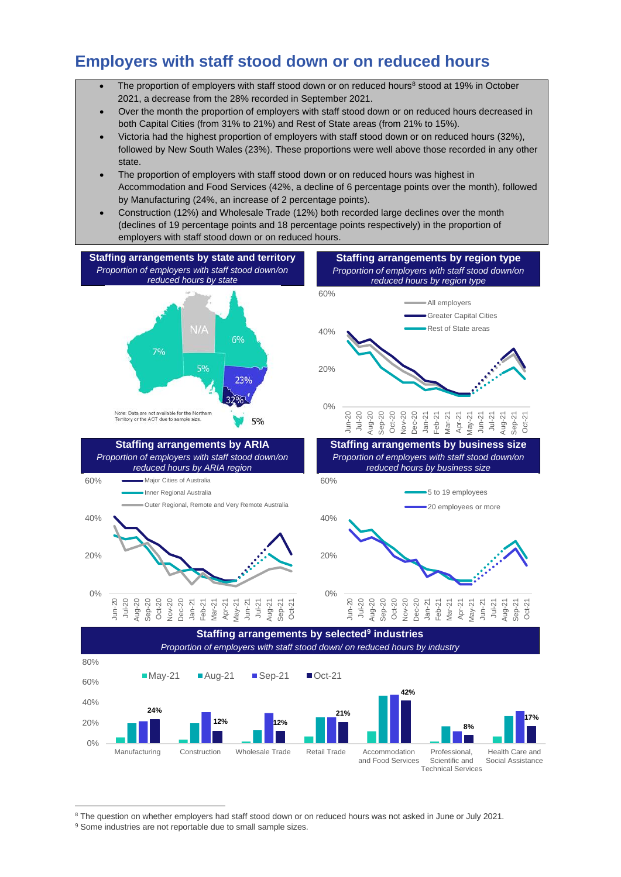# Employers with staff stood down or on reduced hours

- The proportion of employers with staff stood down or on reduced hours[8] stood at 19% in October 2021, a decrease from the 28% recorded in September 2021.
- Over the month the proportion of employers with staff stood down or on reduced hours decreased in both Capital Cities (from 31% to 21%) and Rest of State areas (from 21% to 15%).
- Victoria had the highest proportion of employers with staff stood down or on reduced hours (32%), followed by New South Wales (23%). These proportions were well above those recorded in any other state.
- The proportion of employers with staff stood down or on reduced hours was highest in Accommodation and Food Services (42%, a decline of 6 percentage points over the month), followed by Manufacturing (24%, an increase of 2 percentage points).
- Construction (12%) and Wholesale Trade (12%) both recorded large declines over the month (declines of 19 percentage points and 18 percentage points respectively) in the proportion of employers with staff stood down or on reduced hours.

**Staffing arrangements by state and territory**

*Proportion of employers with staff stood down/on reduced hours by state*

N/A
7%
6%
5%
23%
32%
5%

Note: Data are not available for the Northern Territory or the ACT due to sample size.

**Staffing arrangements by region type**

*Proportion of employers with staff stood down/on reduced hours by region type*

All employers
Greater Capital Cities
Rest of State areas

60%
40%
20%
0%

Jun-20 Jul-20 Aug-20 Sep-20 Oct-20 Nov-20 Dec-20 Jan-21 Feb-21 Mar-21 Apr-21 May-21 Jun-21 Jul-21 Aug-21 Sep-21 Oct-21

**Staffing arrangements by ARIA**

*Proportion of employers with staff stood down/on reduced hours by ARIA region*

Major Cities of Australia
Inner Regional Australia
Outer Regional, Remote and Very Remote Australia

60%
40%
20%
0%

Jun-20 Jul-20 Aug-20 Sep-20 Oct-20 Nov-20 Dec-20 Jan-21 Feb-21 Mar-21 Apr-21 May-21 Jun-21 Jul-21 Aug-21 Sep-21 Oct-21

**Staffing arrangements by business size**

*Proportion of employers with staff stood down/on reduced hours by business size*

5 to 19 employees
20 employees or more

60%
40%
20%
0%

Jun-20 Jul-20 Aug-20 Sep-20 Oct-20 Nov-20 Dec-20 Jan-21 Feb-21 Mar-21 Apr-21 May-21 Jun-21 Jul-21 Aug-21 Sep-21 Oct-21

**Staffing arrangements by selected[9] industries**

*Proportion of employers with staff stood down/ on reduced hours by industry*

May-21 Aug-21 Sep-21 Oct-21

80%
60%
40%
20%
0%

Manufacturing 24%
Construction 12%
Wholesale Trade 12%
Retail Trade 21%
Accommodation and Food Services 42%
Professional, Scientific and Technical Services 8%
Health Care and Social Assistance 17%

---

[8] The question on whether employers had staff stood down or on reduced hours was not asked in June or July 2021.

[9] Some industries are not reportable due to small sample sizes.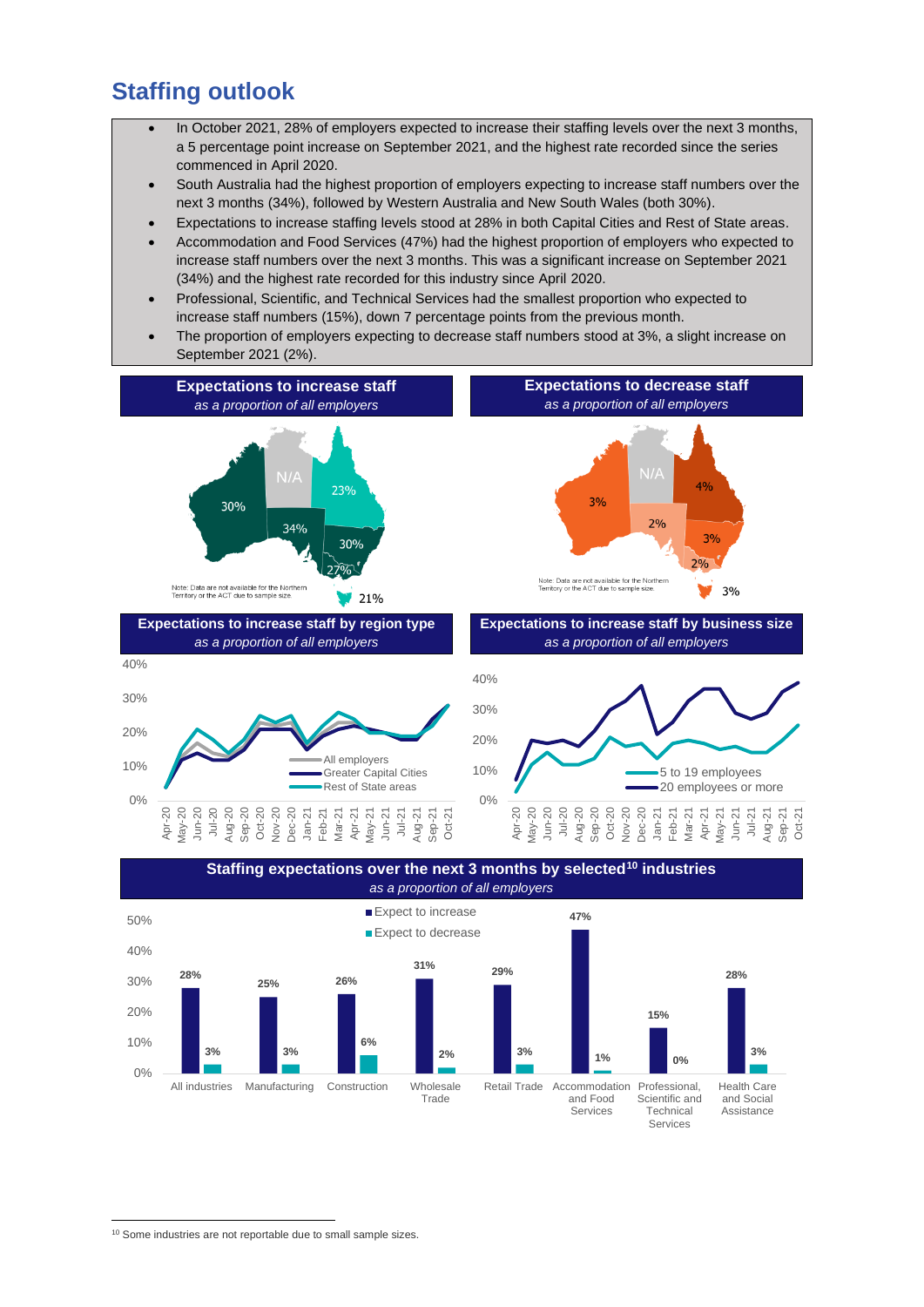## Staffing outlook

- In October 2021, 28% of employers expected to increase their staffing levels over the next 3 months, a 5 percentage point increase on September 2021, and the highest rate recorded since the series commenced in April 2020.
- South Australia had the highest proportion of employers expecting to increase staff numbers over the next 3 months (34%), followed by Western Australia and New South Wales (both 30%).
- Expectations to increase staffing levels stood at 28% in both Capital Cities and Rest of State areas.
- Accommodation and Food Services (47%) had the highest proportion of employers who expected to increase staff numbers over the next 3 months. This was a significant increase on September 2021 (34%) and the highest rate recorded for this industry since April 2020.
- Professional, Scientific, and Technical Services had the smallest proportion who expected to increase staff numbers (15%), down 7 percentage points from the previous month.
- The proportion of employers expecting to decrease staff numbers stood at 3%, a slight increase on September 2021 (2%).

**Expectations to increase staff**
*as a proportion of all employers*

| State | Expect to increase |
|---|---|
| Western Australia | 30% |
| Northern Territory | N/A |
| Queensland | 23% |
| South Australia | 34% |
| New South Wales | 30% |
| Victoria | 27% |
| Tasmania | 21% |

Note: Data are not available for the Northern Territory or the ACT due to sample size.

**Expectations to decrease staff**
*as a proportion of all employers*

| State | Expect to decrease |
|---|---|
| Western Australia | 3% |
| Northern Territory | N/A |
| Queensland | 4% |
| South Australia | 2% |
| New South Wales | 3% |
| Victoria | 2% |
| Tasmania | 3% |

Note: Data are not available for the Northern Territory or the ACT due to sample size.

**Expectations to increase staff by region type**
*as a proportion of all employers*

Series: All employers; Greater Capital Cities; Rest of State areas (Apr-20 to Oct-21)

**Expectations to increase staff by business size**
*as a proportion of all employers*

Series: 5 to 19 employees; 20 employees or more (Apr-20 to Oct-21)

**Staffing expectations over the next 3 months by selected[10] industries**
*as a proportion of all employers*

| Industry | Expect to increase | Expect to decrease |
|---|---|---|
| All industries | 28% | 3% |
| Manufacturing | 25% | 3% |
| Construction | 26% | 6% |
| Wholesale Trade | 31% | 2% |
| Retail Trade | 29% | 3% |
| Accommodation and Food Services | 47% | 1% |
| Professional, Scientific and Technical Services | 15% | 0% |
| Health Care and Social Assistance | 28% | 3% |

[10] Some industries are not reportable due to small sample sizes.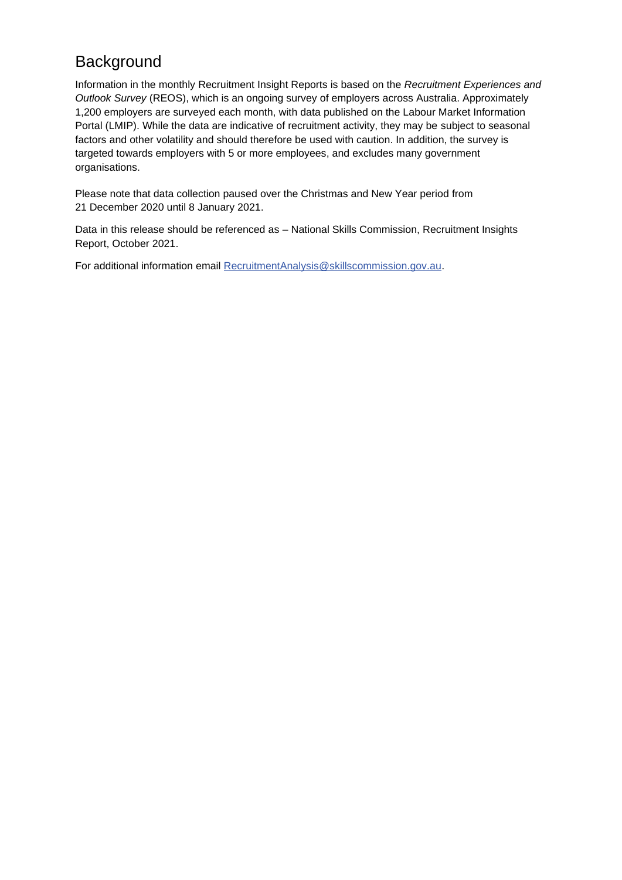# Background

Information in the monthly Recruitment Insight Reports is based on the *Recruitment Experiences and Outlook Survey* (REOS), which is an ongoing survey of employers across Australia. Approximately 1,200 employers are surveyed each month, with data published on the Labour Market Information Portal (LMIP). While the data are indicative of recruitment activity, they may be subject to seasonal factors and other volatility and should therefore be used with caution. In addition, the survey is targeted towards employers with 5 or more employees, and excludes many government organisations.

Please note that data collection paused over the Christmas and New Year period from 21 December 2020 until 8 January 2021.

Data in this release should be referenced as – National Skills Commission, Recruitment Insights Report, October 2021.

For additional information email [RecruitmentAnalysis@skillscommission.gov.au](mailto:RecruitmentAnalysis@skillscommission.gov.au).